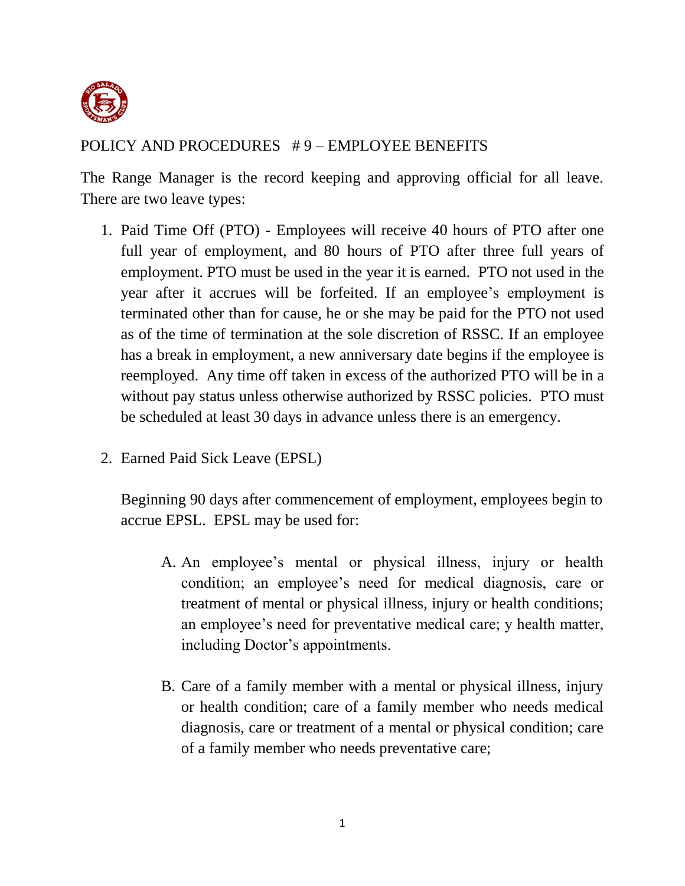# POLICY AND PROCEDURES # 9 – EMPLOYEE BENEFITS

The Range Manager is the record keeping and approving official for all leave. There are two leave types:

1. Paid Time Off (PTO) - Employees will receive 40 hours of PTO after one full year of employment, and 80 hours of PTO after three full years of employment. PTO must be used in the year it is earned. PTO not used in the year after it accrues will be forfeited. If an employee's employment is terminated other than for cause, he or she may be paid for the PTO not used as of the time of termination at the sole discretion of RSSC. If an employee has a break in employment, a new anniversary date begins if the employee is reemployed. Any time off taken in excess of the authorized PTO will be in a without pay status unless otherwise authorized by RSSC policies. PTO must be scheduled at least 30 days in advance unless there is an emergency.

2. Earned Paid Sick Leave (EPSL)

   Beginning 90 days after commencement of employment, employees begin to accrue EPSL. EPSL may be used for:

   A. An employee's mental or physical illness, injury or health condition; an employee's need for medical diagnosis, care or treatment of mental or physical illness, injury or health conditions; an employee's need for preventative medical care; y health matter, including Doctor's appointments.

   B. Care of a family member with a mental or physical illness, injury or health condition; care of a family member who needs medical diagnosis, care or treatment of a mental or physical condition; care of a family member who needs preventative care;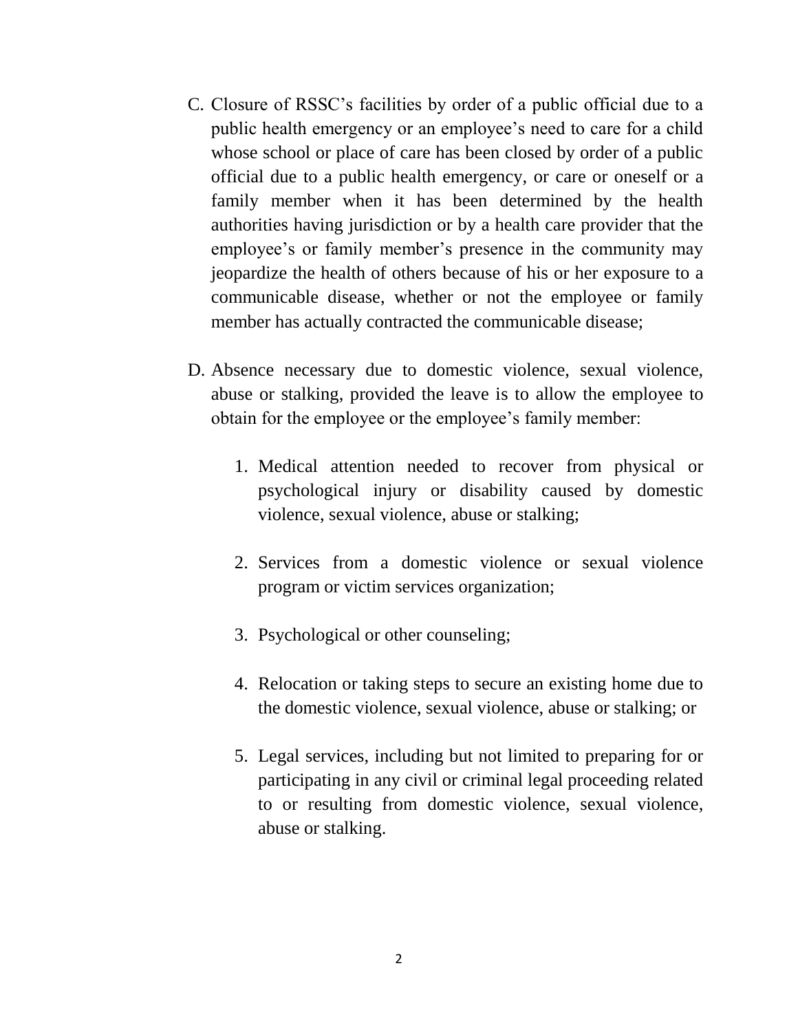C. Closure of RSSC's facilities by order of a public official due to a public health emergency or an employee's need to care for a child whose school or place of care has been closed by order of a public official due to a public health emergency, or care or oneself or a family member when it has been determined by the health authorities having jurisdiction or by a health care provider that the employee's or family member's presence in the community may jeopardize the health of others because of his or her exposure to a communicable disease, whether or not the employee or family member has actually contracted the communicable disease;

D. Absence necessary due to domestic violence, sexual violence, abuse or stalking, provided the leave is to allow the employee to obtain for the employee or the employee's family member:

   1. Medical attention needed to recover from physical or psychological injury or disability caused by domestic violence, sexual violence, abuse or stalking;

   2. Services from a domestic violence or sexual violence program or victim services organization;

   3. Psychological or other counseling;

   4. Relocation or taking steps to secure an existing home due to the domestic violence, sexual violence, abuse or stalking; or

   5. Legal services, including but not limited to preparing for or participating in any civil or criminal legal proceeding related to or resulting from domestic violence, sexual violence, abuse or stalking.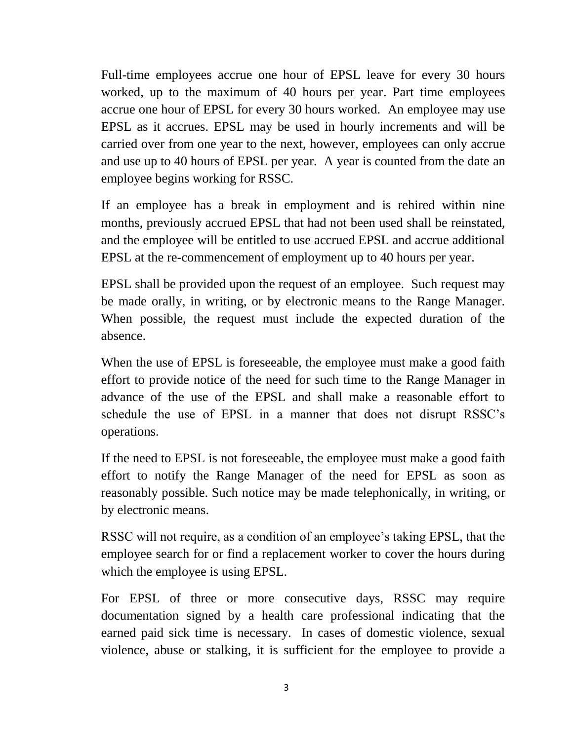Full-time employees accrue one hour of EPSL leave for every 30 hours worked, up to the maximum of 40 hours per year. Part time employees accrue one hour of EPSL for every 30 hours worked. An employee may use EPSL as it accrues. EPSL may be used in hourly increments and will be carried over from one year to the next, however, employees can only accrue and use up to 40 hours of EPSL per year. A year is counted from the date an employee begins working for RSSC.

If an employee has a break in employment and is rehired within nine months, previously accrued EPSL that had not been used shall be reinstated, and the employee will be entitled to use accrued EPSL and accrue additional EPSL at the re-commencement of employment up to 40 hours per year.

EPSL shall be provided upon the request of an employee. Such request may be made orally, in writing, or by electronic means to the Range Manager. When possible, the request must include the expected duration of the absence.

When the use of EPSL is foreseeable, the employee must make a good faith effort to provide notice of the need for such time to the Range Manager in advance of the use of the EPSL and shall make a reasonable effort to schedule the use of EPSL in a manner that does not disrupt RSSC's operations.

If the need to EPSL is not foreseeable, the employee must make a good faith effort to notify the Range Manager of the need for EPSL as soon as reasonably possible. Such notice may be made telephonically, in writing, or by electronic means.

RSSC will not require, as a condition of an employee's taking EPSL, that the employee search for or find a replacement worker to cover the hours during which the employee is using EPSL.

For EPSL of three or more consecutive days, RSSC may require documentation signed by a health care professional indicating that the earned paid sick time is necessary. In cases of domestic violence, sexual violence, abuse or stalking, it is sufficient for the employee to provide a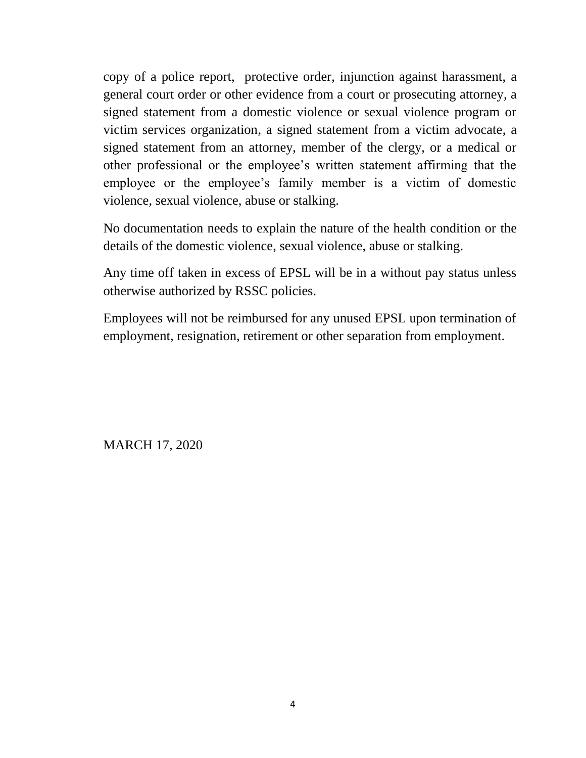copy of a police report, protective order, injunction against harassment, a general court order or other evidence from a court or prosecuting attorney, a signed statement from a domestic violence or sexual violence program or victim services organization, a signed statement from a victim advocate, a signed statement from an attorney, member of the clergy, or a medical or other professional or the employee's written statement affirming that the employee or the employee's family member is a victim of domestic violence, sexual violence, abuse or stalking.

No documentation needs to explain the nature of the health condition or the details of the domestic violence, sexual violence, abuse or stalking.

Any time off taken in excess of EPSL will be in a without pay status unless otherwise authorized by RSSC policies.

Employees will not be reimbursed for any unused EPSL upon termination of employment, resignation, retirement or other separation from employment.

MARCH 17, 2020